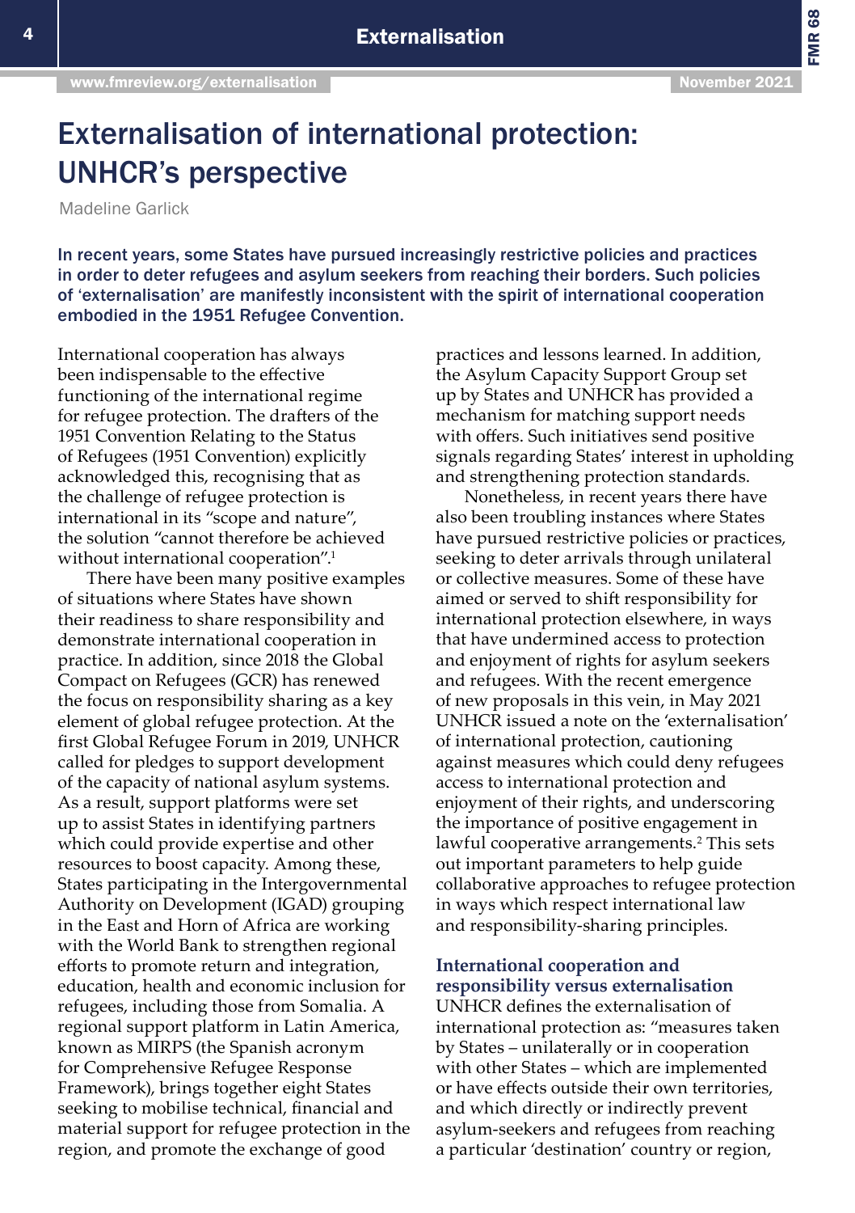# Externalisation of international protection: UNHCR's perspective

Madeline Garlick

**In recent years, some States have pursued increasingly restrictive policies and practices in order to deter refugees and asylum seekers from reaching their borders. Such policies of 'externalisation' are manifestly inconsistent with the spirit of international cooperation embodied in the 1951 Refugee Convention.**

International cooperation has always been indispensable to the effective functioning of the international regime for refugee protection. The drafters of the 1951 Convention Relating to the Status of Refugees (1951 Convention) explicitly acknowledged this, recognising that as the challenge of refugee protection is international in its "scope and nature", the solution "cannot therefore be achieved without international cooperation".[1]

There have been many positive examples of situations where States have shown their readiness to share responsibility and demonstrate international cooperation in practice. In addition, since 2018 the Global Compact on Refugees (GCR) has renewed the focus on responsibility sharing as a key element of global refugee protection. At the first Global Refugee Forum in 2019, UNHCR called for pledges to support development of the capacity of national asylum systems. As a result, support platforms were set up to assist States in identifying partners which could provide expertise and other resources to boost capacity. Among these, States participating in the Intergovernmental Authority on Development (IGAD) grouping in the East and Horn of Africa are working with the World Bank to strengthen regional efforts to promote return and integration, education, health and economic inclusion for refugees, including those from Somalia. A regional support platform in Latin America, known as MIRPS (the Spanish acronym for Comprehensive Refugee Response Framework), brings together eight States seeking to mobilise technical, financial and material support for refugee protection in the region, and promote the exchange of good practices and lessons learned. In addition, the Asylum Capacity Support Group set up by States and UNHCR has provided a mechanism for matching support needs with offers. Such initiatives send positive signals regarding States' interest in upholding and strengthening protection standards.

Nonetheless, in recent years there have also been troubling instances where States have pursued restrictive policies or practices, seeking to deter arrivals through unilateral or collective measures. Some of these have aimed or served to shift responsibility for international protection elsewhere, in ways that have undermined access to protection and enjoyment of rights for asylum seekers and refugees. With the recent emergence of new proposals in this vein, in May 2021 UNHCR issued a note on the 'externalisation' of international protection, cautioning against measures which could deny refugees access to international protection and enjoyment of their rights, and underscoring the importance of positive engagement in lawful cooperative arrangements.[2] This sets out important parameters to help guide collaborative approaches to refugee protection in ways which respect international law and responsibility-sharing principles.

## International cooperation and responsibility versus externalisation

UNHCR defines the externalisation of international protection as: "measures taken by States – unilaterally or in cooperation with other States – which are implemented or have effects outside their own territories, and which directly or indirectly prevent asylum-seekers and refugees from reaching a particular 'destination' country or region,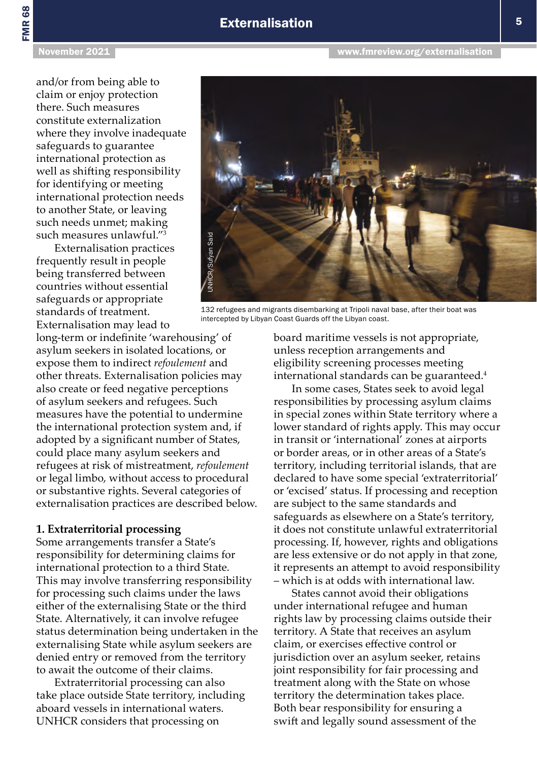and/or from being able to claim or enjoy protection there. Such measures constitute externalization where they involve inadequate safeguards to guarantee international protection as well as shifting responsibility for identifying or meeting international protection needs to another State, or leaving such needs unmet; making such measures unlawful."[3]

Externalisation practices frequently result in people being transferred between countries without essential safeguards or appropriate standards of treatment. Externalisation may lead to long-term or indefinite 'warehousing' of asylum seekers in isolated locations, or expose them to indirect *refoulement* and other threats. Externalisation policies may also create or feed negative perceptions of asylum seekers and refugees. Such measures have the potential to undermine the international protection system and, if adopted by a significant number of States, could place many asylum seekers and refugees at risk of mistreatment, *refoulement* or legal limbo, without access to procedural or substantive rights. Several categories of externalisation practices are described below.

132 refugees and migrants disembarking at Tripoli naval base, after their boat was intercepted by Libyan Coast Guards off the Libyan coast.

**1. Extraterritorial processing**

Some arrangements transfer a State's responsibility for determining claims for international protection to a third State. This may involve transferring responsibility for processing such claims under the laws either of the externalising State or the third State. Alternatively, it can involve refugee status determination being undertaken in the externalising State while asylum seekers are denied entry or removed from the territory to await the outcome of their claims.

Extraterritorial processing can also take place outside State territory, including aboard vessels in international waters. UNHCR considers that processing on board maritime vessels is not appropriate, unless reception arrangements and eligibility screening processes meeting international standards can be guaranteed.[4]

In some cases, States seek to avoid legal responsibilities by processing asylum claims in special zones within State territory where a lower standard of rights apply. This may occur in transit or 'international' zones at airports or border areas, or in other areas of a State's territory, including territorial islands, that are declared to have some special 'extraterritorial' or 'excised' status. If processing and reception are subject to the same standards and safeguards as elsewhere on a State's territory, it does not constitute unlawful extraterritorial processing. If, however, rights and obligations are less extensive or do not apply in that zone, it represents an attempt to avoid responsibility – which is at odds with international law.

States cannot avoid their obligations under international refugee and human rights law by processing claims outside their territory. A State that receives an asylum claim, or exercises effective control or jurisdiction over an asylum seeker, retains joint responsibility for fair processing and treatment along with the State on whose territory the determination takes place. Both bear responsibility for ensuring a swift and legally sound assessment of the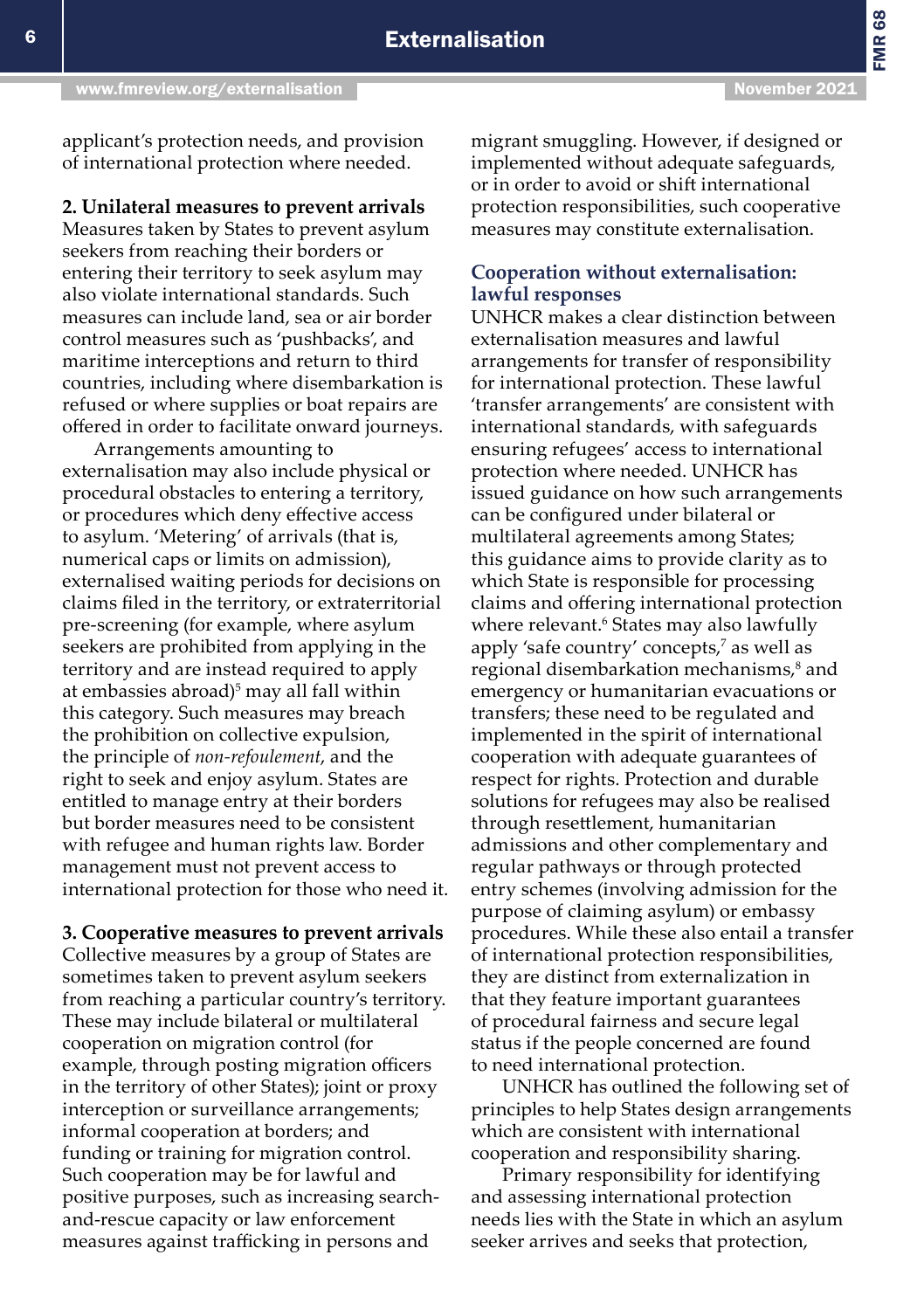applicant's protection needs, and provision of international protection where needed.

**2. Unilateral measures to prevent arrivals**
Measures taken by States to prevent asylum seekers from reaching their borders or entering their territory to seek asylum may also violate international standards. Such measures can include land, sea or air border control measures such as 'pushbacks', and maritime interceptions and return to third countries, including where disembarkation is refused or where supplies or boat repairs are offered in order to facilitate onward journeys.

Arrangements amounting to externalisation may also include physical or procedural obstacles to entering a territory, or procedures which deny effective access to asylum. 'Metering' of arrivals (that is, numerical caps or limits on admission), externalised waiting periods for decisions on claims filed in the territory, or extraterritorial pre-screening (for example, where asylum seekers are prohibited from applying in the territory and are instead required to apply at embassies abroad)[5] may all fall within this category. Such measures may breach the prohibition on collective expulsion, the principle of *non-refoulement*, and the right to seek and enjoy asylum. States are entitled to manage entry at their borders but border measures need to be consistent with refugee and human rights law. Border management must not prevent access to international protection for those who need it.

**3. Cooperative measures to prevent arrivals**
Collective measures by a group of States are sometimes taken to prevent asylum seekers from reaching a particular country's territory. These may include bilateral or multilateral cooperation on migration control (for example, through posting migration officers in the territory of other States); joint or proxy interception or surveillance arrangements; informal cooperation at borders; and funding or training for migration control. Such cooperation may be for lawful and positive purposes, such as increasing search-and-rescue capacity or law enforcement measures against trafficking in persons and migrant smuggling. However, if designed or implemented without adequate safeguards, or in order to avoid or shift international protection responsibilities, such cooperative measures may constitute externalisation.

## Cooperation without externalisation: lawful responses

UNHCR makes a clear distinction between externalisation measures and lawful arrangements for transfer of responsibility for international protection. These lawful 'transfer arrangements' are consistent with international standards, with safeguards ensuring refugees' access to international protection where needed. UNHCR has issued guidance on how such arrangements can be configured under bilateral or multilateral agreements among States; this guidance aims to provide clarity as to which State is responsible for processing claims and offering international protection where relevant.[6] States may also lawfully apply 'safe country' concepts,[7] as well as regional disembarkation mechanisms,[8] and emergency or humanitarian evacuations or transfers; these need to be regulated and implemented in the spirit of international cooperation with adequate guarantees of respect for rights. Protection and durable solutions for refugees may also be realised through resettlement, humanitarian admissions and other complementary and regular pathways or through protected entry schemes (involving admission for the purpose of claiming asylum) or embassy procedures. While these also entail a transfer of international protection responsibilities, they are distinct from externalization in that they feature important guarantees of procedural fairness and secure legal status if the people concerned are found to need international protection.

UNHCR has outlined the following set of principles to help States design arrangements which are consistent with international cooperation and responsibility sharing.

Primary responsibility for identifying and assessing international protection needs lies with the State in which an asylum seeker arrives and seeks that protection,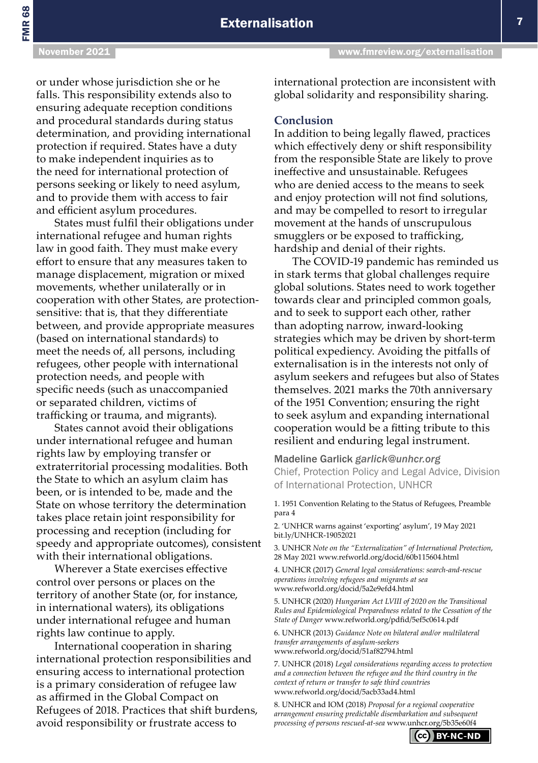or under whose jurisdiction she or he falls. This responsibility extends also to ensuring adequate reception conditions and procedural standards during status determination, and providing international protection if required. States have a duty to make independent inquiries as to the need for international protection of persons seeking or likely to need asylum, and to provide them with access to fair and efficient asylum procedures.

States must fulfil their obligations under international refugee and human rights law in good faith. They must make every effort to ensure that any measures taken to manage displacement, migration or mixed movements, whether unilaterally or in cooperation with other States, are protection-sensitive: that is, that they differentiate between, and provide appropriate measures (based on international standards) to meet the needs of, all persons, including refugees, other people with international protection needs, and people with specific needs (such as unaccompanied or separated children, victims of trafficking or trauma, and migrants).

States cannot avoid their obligations under international refugee and human rights law by employing transfer or extraterritorial processing modalities. Both the State to which an asylum claim has been, or is intended to be, made and the State on whose territory the determination takes place retain joint responsibility for processing and reception (including for speedy and appropriate outcomes), consistent with their international obligations.

Wherever a State exercises effective control over persons or places on the territory of another State (or, for instance, in international waters), its obligations under international refugee and human rights law continue to apply.

International cooperation in sharing international protection responsibilities and ensuring access to international protection is a primary consideration of refugee law as affirmed in the Global Compact on Refugees of 2018. Practices that shift burdens, avoid responsibility or frustrate access to international protection are inconsistent with global solidarity and responsibility sharing.

## Conclusion

In addition to being legally flawed, practices which effectively deny or shift responsibility from the responsible State are likely to prove ineffective and unsustainable. Refugees who are denied access to the means to seek and enjoy protection will not find solutions, and may be compelled to resort to irregular movement at the hands of unscrupulous smugglers or be exposed to trafficking, hardship and denial of their rights.

The COVID-19 pandemic has reminded us in stark terms that global challenges require global solutions. States need to work together towards clear and principled common goals, and to seek to support each other, rather than adopting narrow, inward-looking strategies which may be driven by short-term political expediency. Avoiding the pitfalls of externalisation is in the interests not only of asylum seekers and refugees but also of States themselves. 2021 marks the 70th anniversary of the 1951 Convention; ensuring the right to seek asylum and expanding international cooperation would be a fitting tribute to this resilient and enduring legal instrument.

Madeline Garlick *garlick@unhcr.org*
Chief, Protection Policy and Legal Advice, Division of International Protection, UNHCR

1. 1951 Convention Relating to the Status of Refugees, Preamble para 4

2. 'UNHCR warns against 'exporting' asylum', 19 May 2021 bit.ly/UNHCR-19052021

3. UNHCR *Note on the "Externalization" of International Protection*, 28 May 2021 www.refworld.org/docid/60b115604.html

4. UNHCR (2017) *General legal considerations: search-and-rescue operations involving refugees and migrants at sea* www.refworld.org/docid/5a2e9efd4.html

5. UNHCR (2020) *Hungarian Act LVIII of 2020 on the Transitional Rules and Epidemiological Preparedness related to the Cessation of the State of Danger* www.refworld.org/pdfid/5ef5c0614.pdf

6. UNHCR (2013) *Guidance Note on bilateral and/or multilateral transfer arrangements of asylum-seekers* www.refworld.org/docid/51af82794.html

7. UNHCR (2018) *Legal considerations regarding access to protection and a connection between the refugee and the third country in the context of return or transfer to safe third countries* www.refworld.org/docid/5acb33ad4.html

8. UNHCR and IOM (2018) *Proposal for a regional cooperative arrangement ensuring predictable disembarkation and subsequent processing of persons rescued-at-sea* www.unhcr.org/5b35e60f4